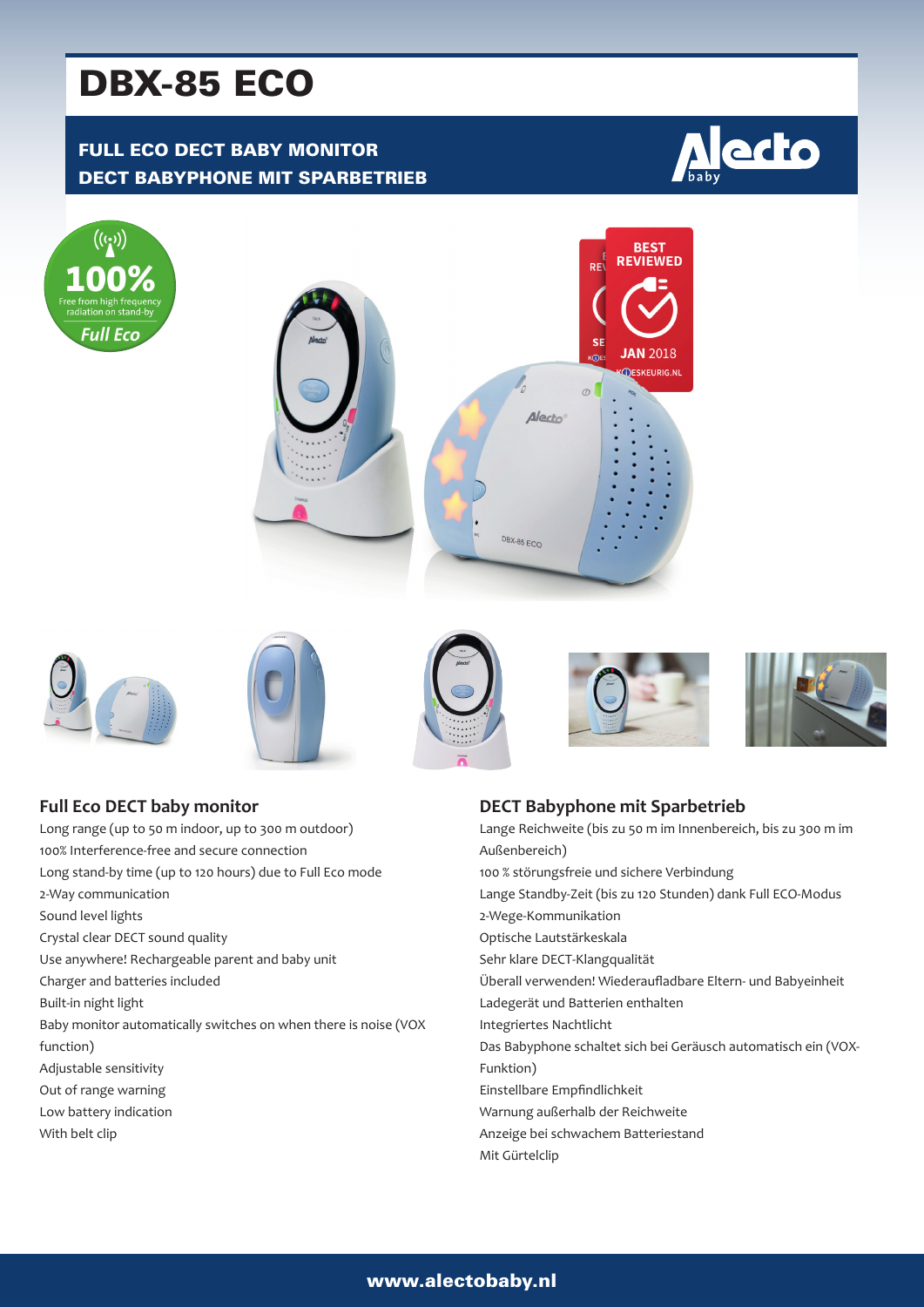# DBX-85 ECO

## FULL ECO DECT BABY MONITOR
## DECT BABYPHONE MIT SPARBETRIEB

100%
Free from high frequency radiation on stand-by
Full Eco

BEST REVIEWED
JAN 2018
KIESKEURIG.NL

### Full Eco DECT baby monitor

Long range (up to 50 m indoor, up to 300 m outdoor)
100% Interference-free and secure connection
Long stand-by time (up to 120 hours) due to Full Eco mode
2-Way communication
Sound level lights
Crystal clear DECT sound quality
Use anywhere! Rechargeable parent and baby unit
Charger and batteries included
Built-in night light
Baby monitor automatically switches on when there is noise (VOX function)
Adjustable sensitivity
Out of range warning
Low battery indication
With belt clip

### DECT Babyphone mit Sparbetrieb

Lange Reichweite (bis zu 50 m im Innenbereich, bis zu 300 m im Außenbereich)
100 % störungsfreie und sichere Verbindung
Lange Standby-Zeit (bis zu 120 Stunden) dank Full ECO-Modus
2-Wege-Kommunikation
Optische Lautstärkeskala
Sehr klare DECT-Klangqualität
Überall verwenden! Wiederaufladbare Eltern- und Babyeinheit
Ladegerät und Batterien enthalten
Integriertes Nachtlicht
Das Babyphone schaltet sich bei Geräusch automatisch ein (VOX-Funktion)
Einstellbare Empfindlichkeit
Warnung außerhalb der Reichweite
Anzeige bei schwachem Batteriestand
Mit Gürtelclip

www.alectobaby.nl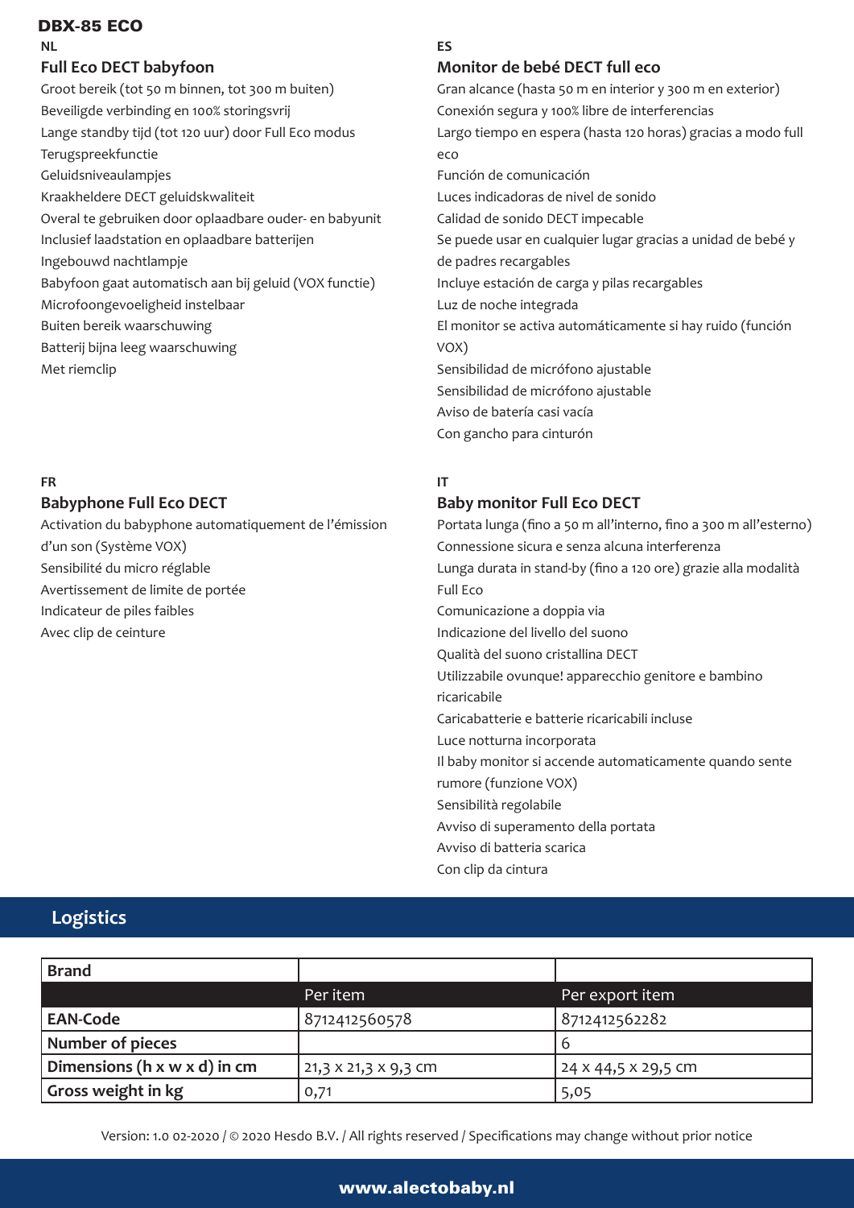# DBX-85 ECO

**NL**

## Full Eco DECT babyfoon

Groot bereik (tot 50 m binnen, tot 300 m buiten)
Beveiligde verbinding en 100% storingsvrij
Lange standby tijd (tot 120 uur) door Full Eco modus
Terugspreekfunctie
Geluidsniveaulampjes
Kraakheldere DECT geluidskwaliteit
Overal te gebruiken door oplaadbare ouder- en babyunit
Inclusief laadstation en oplaadbare batterijen
Ingebouwd nachtlampje
Babyfoon gaat automatisch aan bij geluid (VOX functie)
Microfoongevoeligheid instelbaar
Buiten bereik waarschuwing
Batterij bijna leeg waarschuwing
Met riemclip

**ES**

## Monitor de bebé DECT full eco

Gran alcance (hasta 50 m en interior y 300 m en exterior)
Conexión segura y 100% libre de interferencias
Largo tiempo en espera (hasta 120 horas) gracias a modo full eco
Función de comunicación
Luces indicadoras de nivel de sonido
Calidad de sonido DECT impecable
Se puede usar en cualquier lugar gracias a unidad de bebé y de padres recargables
Incluye estación de carga y pilas recargables
Luz de noche integrada
El monitor se activa automáticamente si hay ruido (función VOX)
Sensibilidad de micrófono ajustable
Sensibilidad de micrófono ajustable
Aviso de batería casi vacía
Con gancho para cinturón

**FR**

## Babyphone Full Eco DECT

Activation du babyphone automatiquement de l'émission d'un son (Système VOX)
Sensibilité du micro réglable
Avertissement de limite de portée
Indicateur de piles faibles
Avec clip de ceinture

**IT**

## Baby monitor Full Eco DECT

Portata lunga (fino a 50 m all'interno, fino a 300 m all'esterno)
Connessione sicura e senza alcuna interferenza
Lunga durata in stand-by (fino a 120 ore) grazie alla modalità Full Eco
Comunicazione a doppia via
Indicazione del livello del suono
Qualità del suono cristallina DECT
Utilizzabile ovunque! apparecchio genitore e bambino ricaricabile
Caricabatterie e batterie ricaricabili incluse
Luce notturna incorporata
Il baby monitor si accende automaticamente quando sente rumore (funzione VOX)
Sensibilità regolabile
Avviso di superamento della portata
Avviso di batteria scarica
Con clip da cintura

## Logistics

| Brand | | |
|---|---|---|
| | Per item | Per export item |
| **EAN-Code** | 8712412560578 | 8712412562282 |
| **Number of pieces** | | 6 |
| **Dimensions (h x w x d) in cm** | 21,3 x 21,3 x 9,3 cm | 24 x 44,5 x 29,5 cm |
| **Gross weight in kg** | 0,71 | 5,05 |

Version: 1.0 02-2020 / © 2020 Hesdo B.V. / All rights reserved / Specifications may change without prior notice

www.alectobaby.nl